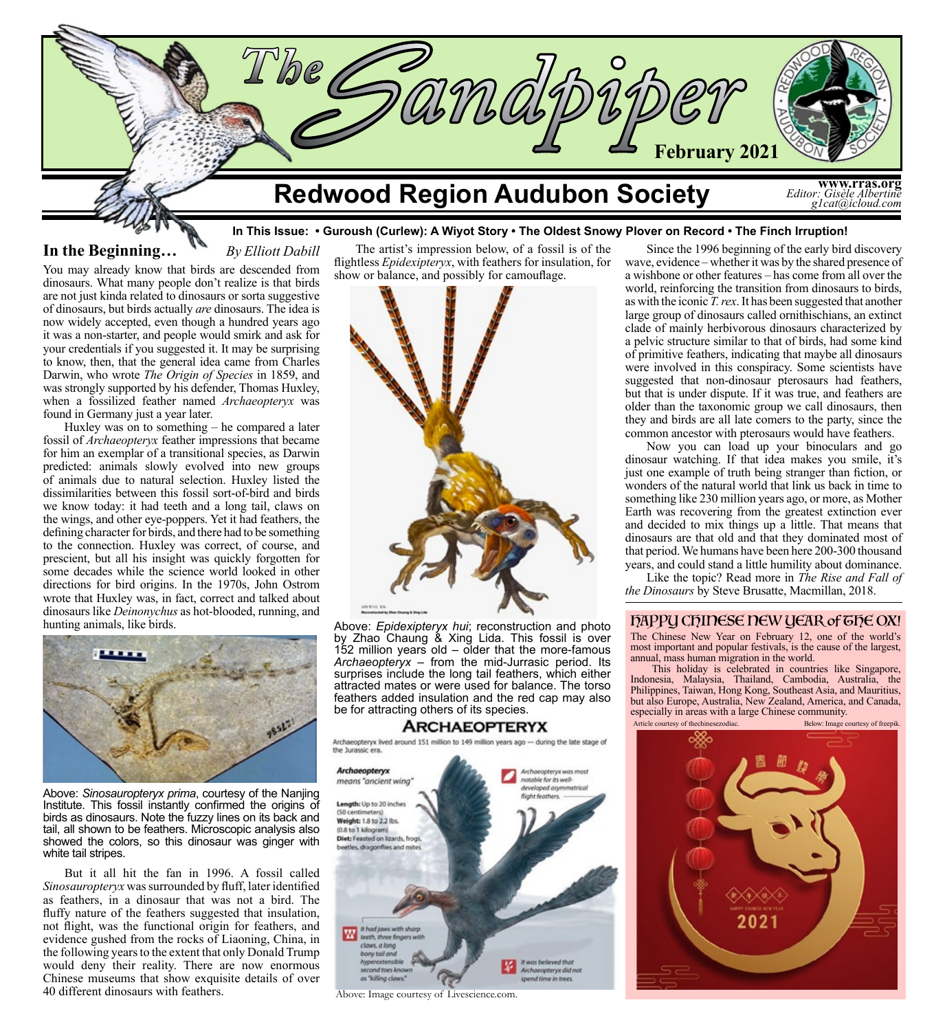# The Sandpiper

February 2021

## Redwood Region Audubon Society

www.rras.org
*Editor: Gisèle Albertine*
*g1cat@icloud.com*

**In This Issue: • Guroush (Curlew): A Wiyot Story • The Oldest Snowy Plover on Record • The Finch Irruption!**

## In the Beginning…

*By Elliott Dabill*

You may already know that birds are descended from dinosaurs. What many people don't realize is that birds are not just kinda related to dinosaurs or sorta suggestive of dinosaurs, but birds actually *are* dinosaurs. The idea is now widely accepted, even though a hundred years ago it was a non-starter, and people would smirk and ask for your credentials if you suggested it. It may be surprising to know, then, that the general idea came from Charles Darwin, who wrote *The Origin of Species* in 1859, and was strongly supported by his defender, Thomas Huxley, when a fossilized feather named *Archaeopteryx* was found in Germany just a year later.

Huxley was on to something – he compared a later fossil of *Archaeopteryx* feather impressions that became for him an exemplar of a transitional species, as Darwin predicted: animals slowly evolved into new groups of animals due to natural selection. Huxley listed the dissimilarities between this fossil sort-of-bird and birds we know today: it had teeth and a long tail, claws on the wings, and other eye-poppers. Yet it had feathers, the defining character for birds, and there had to be something to the connection. Huxley was correct, of course, and prescient, but all his insight was quickly forgotten for some decades while the science world looked in other directions for bird origins. In the 1970s, John Ostrom wrote that Huxley was, in fact, correct and talked about dinosaurs like *Deinonychus* as hot-blooded, running, and hunting animals, like birds.

Above: *Sinosauropteryx prima*, courtesy of the Nanjing Institute. This fossil instantly confirmed the origins of birds as dinosaurs. Note the fuzzy lines on its back and tail, all shown to be feathers. Microscopic analysis also showed the colors, so this dinosaur was ginger with white tail stripes.

But it all hit the fan in 1996. A fossil called *Sinosauropteryx* was surrounded by fluff, later identified as feathers, in a dinosaur that was not a bird. The fluffy nature of the feathers suggested that insulation, not flight, was the functional origin for feathers, and evidence gushed from the rocks of Liaoning, China, in the following years to the extent that only Donald Trump would deny their reality. There are now enormous Chinese museums that show exquisite details of over 40 different dinosaurs with feathers.

The artist's impression below, of a fossil is of the flightless *Epidexipteryx*, with feathers for insulation, for show or balance, and possibly for camouflage.

Above: *Epidexipteryx hui*; reconstruction and photo by Zhao Chaung & Xing Lida. This fossil is over 152 million years old – older that the more-famous *Archaeopteryx* – from the mid-Jurrasic period. Its surprises include the long tail feathers, which either attracted mates or were used for balance. The torso feathers added insulation and the red cap may also be for attracting others of its species.

Above: Image courtesy of Livescience.com.

Since the 1996 beginning of the early bird discovery wave, evidence – whether it was by the shared presence of a wishbone or other features – has come from all over the world, reinforcing the transition from dinosaurs to birds, as with the iconic *T. rex*. It has been suggested that another large group of dinosaurs called ornithischians, an extinct clade of mainly herbivorous dinosaurs characterized by a pelvic structure similar to that of birds, had some kind of primitive feathers, indicating that maybe all dinosaurs were involved in this conspiracy. Some scientists have suggested that non-dinosaur pterosaurs had feathers, but that is under dispute. If it was true, and feathers are older than the taxonomic group we call dinosaurs, then they and birds are all late comers to the party, since the common ancestor with pterosaurs would have feathers.

Now you can load up your binoculars and go dinosaur watching. If that idea makes you smile, it's just one example of truth being stranger than fiction, or wonders of the natural world that link us back in time to something like 230 million years ago, or more, as Mother Earth was recovering from the greatest extinction ever and decided to mix things up a little. That means that dinosaurs are that old and that they dominated most of that period. We humans have been here 200-300 thousand years, and could stand a little humility about dominance.

Like the topic? Read more in *The Rise and Fall of the Dinosaurs* by Steve Brusatte, Macmillan, 2018.

## Happy Chinese New Year of the Ox!

The Chinese New Year on February 12, one of the world's most important and popular festivals, is the cause of the largest, annual, mass human migration in the world.

This holiday is celebrated in countries like Singapore, Indonesia, Malaysia, Thailand, Cambodia, Australia, the Philippines, Taiwan, Hong Kong, Southeast Asia, and Mauritius, but also Europe, Australia, New Zealand, America, and Canada, especially in areas with a large Chinese community.

Article courtesy of thechinesezodiac. Below: Image courtesy of freepik.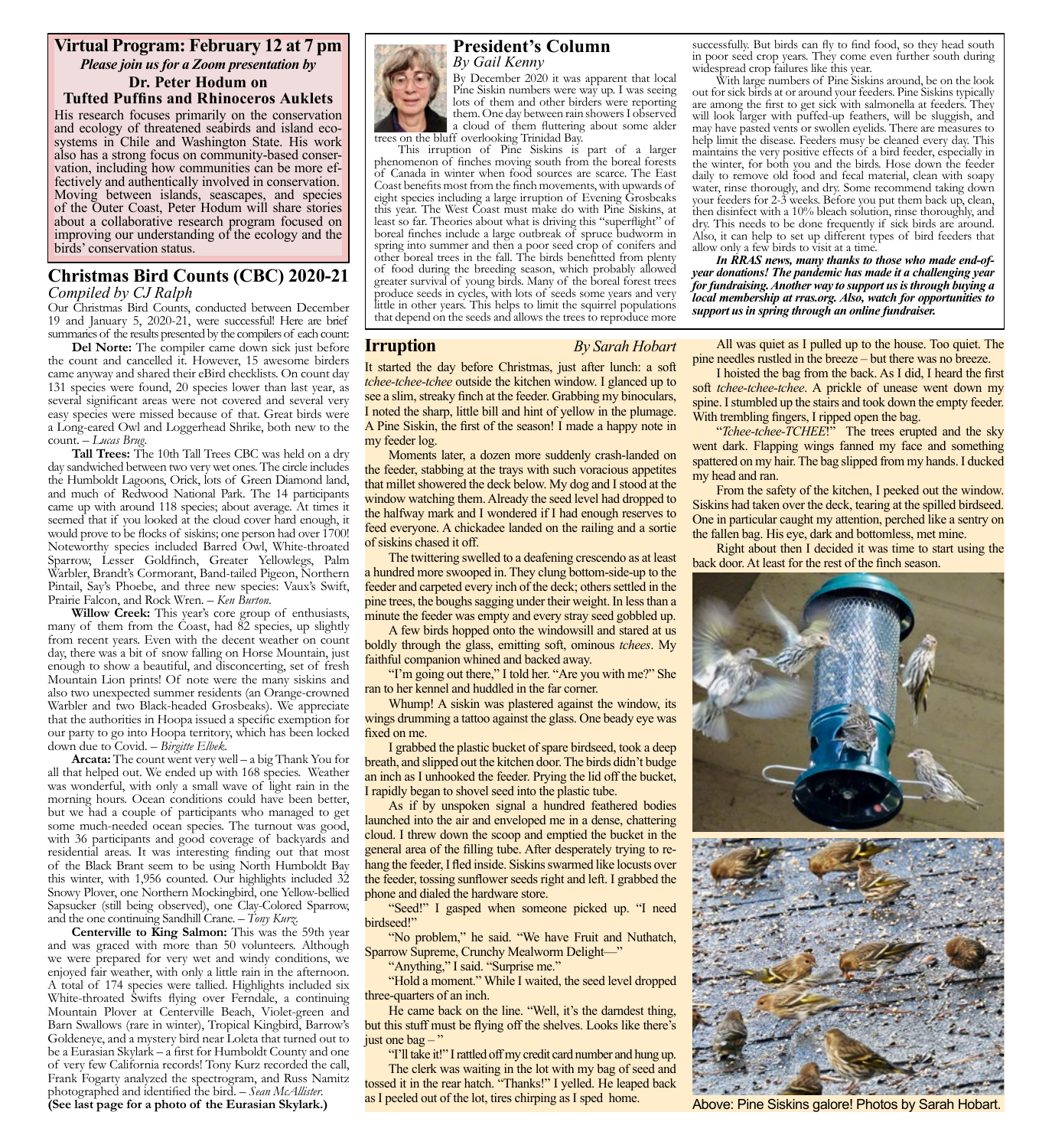## Virtual Program: February 12 at 7 pm

***Please join us for a Zoom presentation by***

**Dr. Peter Hodum on**

**Tufted Puffins and Rhinoceros Auklets**

His research focuses primarily on the conservation and ecology of threatened seabirds and island ecosystems in Chile and Washington State. His work also has a strong focus on community-based conservation, including how communities can be more effectively and authentically involved in conservation. Moving between islands, seascapes, and species of the Outer Coast, Peter Hodum will share stories about a collaborative research program focused on improving our understanding of the ecology and the birds' conservation status.

## Christmas Bird Counts (CBC) 2020-21

*Compiled by CJ Ralph*

Our Christmas Bird Counts, conducted between December 19 and January 5, 2020-21, were successful! Here are brief summaries of the results presented by the compilers of each count:

**Del Norte:** The compiler came down sick just before the count and cancelled it. However, 15 awesome birders came anyway and shared their eBird checklists. On count day 131 species were found, 20 species lower than last year, as several significant areas were not covered and several very easy species were missed because of that. Great birds were a Long-eared Owl and Loggerhead Shrike, both new to the count. – *Lucas Brug*.

**Tall Trees:** The 10th Tall Trees CBC was held on a dry day sandwiched between two very wet ones. The circle includes the Humboldt Lagoons, Orick, lots of Green Diamond land, and much of Redwood National Park. The 14 participants came up with around 118 species; about average. At times it seemed that if you looked at the cloud cover hard enough, it would prove to be flocks of siskins; one person had over 1700! Noteworthy species included Barred Owl, White-throated Sparrow, Lesser Goldfinch, Greater Yellowlegs, Palm Warbler, Brandt's Cormorant, Band-tailed Pigeon, Northern Pintail, Say's Phoebe, and three new species: Vaux's Swift, Prairie Falcon, and Rock Wren. – *Ken Burton*.

**Willow Creek:** This year's core group of enthusiasts, many of them from the Coast, had 82 species, up slightly from recent years. Even with the decent weather on count day, there was a bit of snow falling on Horse Mountain, just enough to show a beautiful, and disconcerting, set of fresh Mountain Lion prints! Of note were the many siskins and also two unexpected summer residents (an Orange-crowned Warbler and two Black-headed Grosbeaks). We appreciate that the authorities in Hoopa issued a specific exemption for our party to go into Hoopa territory, which has been locked down due to Covid. – *Birgitte Elbek*.

**Arcata:** The count went very well – a big Thank You for all that helped out. We ended up with 168 species. Weather was wonderful, with only a small wave of light rain in the morning hours. Ocean conditions could have been better, but we had a couple of participants who managed to get some much-needed ocean species. The turnout was good, with 36 participants and good coverage of backyards and residential areas. It was interesting finding out that most of the Black Brant seem to be using North Humboldt Bay this winter, with 1,956 counted. Our highlights included 32 Snowy Plover, one Northern Mockingbird, one Yellow-bellied Sapsucker (still being observed), one Clay-Colored Sparrow, and the one continuing Sandhill Crane. – *Tony Kurz*.

**Centerville to King Salmon:** This was the 59th year and was graced with more than 50 volunteers. Although we were prepared for very wet and windy conditions, we enjoyed fair weather, with only a little rain in the afternoon. A total of 174 species were tallied. Highlights included six White-throated Swifts flying over Ferndale, a continuing Mountain Plover at Centerville Beach, Violet-green and Barn Swallows (rare in winter), Tropical Kingbird, Barrow's Goldeneye, and a mystery bird near Loleta that turned out to be a Eurasian Skylark – a first for Humboldt County and one of very few California records! Tony Kurz recorded the call, Frank Fogarty analyzed the spectrogram, and Russ Namitz photographed and identified the bird. – *Sean McAllister*.

**(See last page for a photo of the Eurasian Skylark.)**

## President's Column

*By Gail Kenny*

By December 2020 it was apparent that local Pine Siskin numbers were way up. I was seeing lots of them and other birders were reporting them. One day between rain showers I observed a cloud of them fluttering about some alder trees on the bluff overlooking Trinidad Bay.

This irruption of Pine Siskins is part of a larger phenomenon of finches moving south from the boreal forests of Canada in winter when food sources are scarce. The East Coast benefits most from the finch movements, with upwards of eight species including a large irruption of Evening Grosbeaks this year. The West Coast must make do with Pine Siskins, at least so far. Theories about what is driving this "superflight" of boreal finches include a large outbreak of spruce budworm in spring into summer and then a poor seed crop of conifers and other boreal trees in the fall. The birds benefitted from plenty of food during the breeding season, which probably allowed greater survival of young birds. Many of the boreal forest trees produce seeds in cycles, with lots of seeds some years and very little in other years. This helps to limit the squirrel populations that depend on the seeds and allows the trees to reproduce more successfully. But birds can fly to find food, so they head south in poor seed crop years. They come even further south during widespread crop failures like this year.

With large numbers of Pine Siskins around, be on the look out for sick birds at or around your feeders. Pine Siskins typically are among the first to get sick with salmonella at feeders. They will look larger with puffed-up feathers, will be sluggish, and may have pasted vents or swollen eyelids. There are measures to help limit the disease. Feeders musy be cleaned every day. This maintains the very positive effects of a bird feeder, especially in the winter, for both you and the birds. Hose down the feeder daily to remove old food and fecal material, clean with soapy water, rinse thoroughly, and dry. Some recommend taking down your feeders for 2-3 weeks. Before you put them back up, clean, then disinfect with a 10% bleach solution, rinse thoroughly, and dry. This needs to be done frequently if sick birds are around. Also, it can help to set up different types of bird feeders that allow only a few birds to visit at a time.

***In RRAS news, many thanks to those who made end-of-year donations! The pandemic has made it a challenging year for fundraising. Another way to support us is through buying a local membership at rras.org. Also, watch for opportunities to support us in spring through an online fundraiser.***

## Irruption

*By Sarah Hobart*

It started the day before Christmas, just after lunch: a soft *tchee-tchee-tchee* outside the kitchen window. I glanced up to see a slim, streaky finch at the feeder. Grabbing my binoculars, I noted the sharp, little bill and hint of yellow in the plumage. A Pine Siskin, the first of the season! I made a happy note in my feeder log.

Moments later, a dozen more suddenly crash-landed on the feeder, stabbing at the trays with such voracious appetites that millet showered the deck below. My dog and I stood at the window watching them. Already the seed level had dropped to the halfway mark and I wondered if I had enough reserves to feed everyone. A chickadee landed on the railing and a sortie of siskins chased it off.

The twittering swelled to a deafening crescendo as at least a hundred more swooped in. They clung bottom-side-up to the feeder and carpeted every inch of the deck; others settled in the pine trees, the boughs sagging under their weight. In less than a minute the feeder was empty and every stray seed gobbled up.

A few birds hopped onto the windowsill and stared at us boldly through the glass, emitting soft, ominous *tchees*. My faithful companion whined and backed away.

"I'm going out there," I told her. "Are you with me?" She ran to her kennel and huddled in the far corner.

Whump! A siskin was plastered against the window, its wings drumming a tattoo against the glass. One beady eye was fixed on me.

I grabbed the plastic bucket of spare birdseed, took a deep breath, and slipped out the kitchen door. The birds didn't budge an inch as I unhooked the feeder. Prying the lid off the bucket, I rapidly began to shovel seed into the plastic tube.

As if by unspoken signal a hundred feathered bodies launched into the air and enveloped me in a dense, chattering cloud. I threw down the scoop and emptied the bucket in the general area of the filling tube. After desperately trying to re-hang the feeder, I fled inside. Siskins swarmed like locusts over the feeder, tossing sunflower seeds right and left. I grabbed the phone and dialed the hardware store.

"Seed!" I gasped when someone picked up. "I need birdseed!"

"No problem," he said. "We have Fruit and Nuthatch, Sparrow Supreme, Crunchy Mealworm Delight—"

"Anything," I said. "Surprise me."

"Hold a moment." While I waited, the seed level dropped three-quarters of an inch.

He came back on the line. "Well, it's the darndest thing, but this stuff must be flying off the shelves. Looks like there's just one bag – "

"I'll take it!" I rattled off my credit card number and hung up.

The clerk was waiting in the lot with my bag of seed and tossed it in the rear hatch. "Thanks!" I yelled. He leaped back as I peeled out of the lot, tires chirping as I sped home.

All was quiet as I pulled up to the house. Too quiet. The pine needles rustled in the breeze – but there was no breeze.

I hoisted the bag from the back. As I did, I heard the first soft *tchee-tchee-tchee*. A prickle of unease went down my spine. I stumbled up the stairs and took down the empty feeder. With trembling fingers, I ripped open the bag.

"*Tchee-tchee-TCHEE*!" The trees erupted and the sky went dark. Flapping wings fanned my face and something spattered on my hair. The bag slipped from my hands. I ducked my head and ran.

From the safety of the kitchen, I peeked out the window. Siskins had taken over the deck, tearing at the spilled birdseed. One in particular caught my attention, perched like a sentry on the fallen bag. His eye, dark and bottomless, met mine.

Right about then I decided it was time to start using the back door. At least for the rest of the finch season.

Above: Pine Siskins galore! Photos by Sarah Hobart.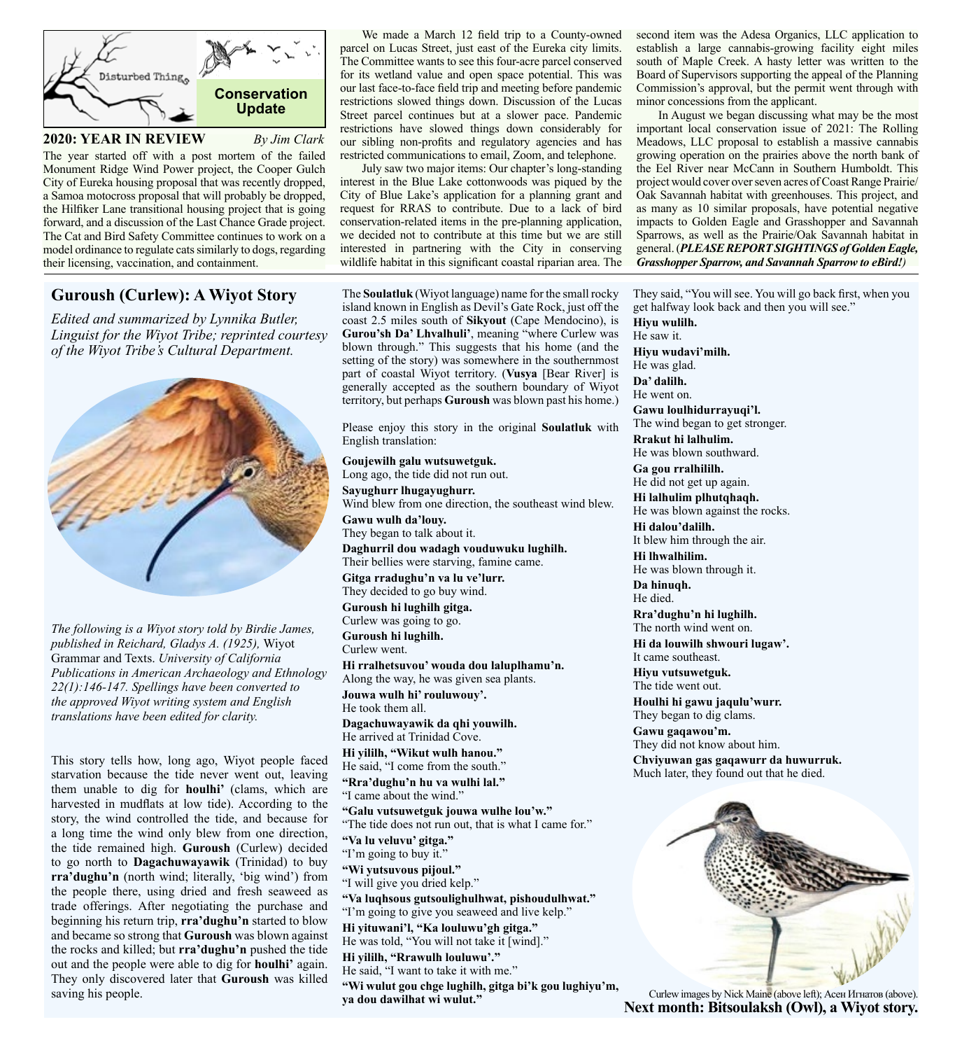Disturbed Things

## Conservation Update

**2020: YEAR IN REVIEW** *By Jim Clark*

The year started off with a post mortem of the failed Monument Ridge Wind Power project, the Cooper Gulch City of Eureka housing proposal that was recently dropped, a Samoa motocross proposal that will probably be dropped, the Hilfiker Lane transitional housing project that is going forward, and a discussion of the Last Chance Grade project. The Cat and Bird Safety Committee continues to work on a model ordinance to regulate cats similarly to dogs, regarding their licensing, vaccination, and containment.

We made a March 12 field trip to a County-owned parcel on Lucas Street, just east of the Eureka city limits. The Committee wants to see this four-acre parcel conserved for its wetland value and open space potential. This was our last face-to-face field trip and meeting before pandemic restrictions slowed things down. Discussion of the Lucas Street parcel continues but at a slower pace. Pandemic restrictions have slowed things down considerably for our sibling non-profits and regulatory agencies and has restricted communications to email, Zoom, and telephone.

July saw two major items: Our chapter's long-standing interest in the Blue Lake cottonwoods was piqued by the City of Blue Lake's application for a planning grant and request for RRAS to contribute. Due to a lack of bird conservation-related items in the pre-planning application, we decided not to contribute at this time but we are still interested in partnering with the City in conserving wildlife habitat in this significant coastal riparian area. The second item was the Adesa Organics, LLC application to establish a large cannabis-growing facility eight miles south of Maple Creek. A hasty letter was written to the Board of Supervisors supporting the appeal of the Planning Commission's approval, but the permit went through with minor concessions from the applicant.

In August we began discussing what may be the most important local conservation issue of 2021: The Rolling Meadows, LLC proposal to establish a massive cannabis growing operation on the prairies above the north bank of the Eel River near McCann in Southern Humboldt. This project would cover over seven acres of Coast Range Prairie/Oak Savannah habitat with greenhouses. This project, and as many as 10 similar proposals, have potential negative impacts to Golden Eagle and Grasshopper and Savannah Sparrows, as well as the Prairie/Oak Savannah habitat in general. (***PLEASE REPORT SIGHTINGS of Golden Eagle, Grasshopper Sparrow, and Savannah Sparrow to eBird!)***

## Guroush (Curlew): A Wiyot Story

*Edited and summarized by Lynnika Butler, Linguist for the Wiyot Tribe; reprinted courtesy of the Wiyot Tribe's Cultural Department.*

*The following is a Wiyot story told by Birdie James, published in Reichard, Gladys A. (1925),* Wiyot Grammar and Texts. *University of California Publications in American Archaeology and Ethnology 22(1):146-147. Spellings have been converted to the approved Wiyot writing system and English translations have been edited for clarity.*

This story tells how, long ago, Wiyot people faced starvation because the tide never went out, leaving them unable to dig for **houlhi'** (clams, which are harvested in mudflats at low tide). According to the story, the wind controlled the tide, and because for a long time the wind only blew from one direction, the tide remained high. **Guroush** (Curlew) decided to go north to **Dagachuwayawik** (Trinidad) to buy **rra'dughu'n** (north wind; literally, 'big wind') from the people there, using dried and fresh seaweed as trade offerings. After negotiating the purchase and beginning his return trip, **rra'dughu'n** started to blow and became so strong that **Guroush** was blown against the rocks and killed; but **rra'dughu'n** pushed the tide out and the people were able to dig for **houlhi'** again. They only discovered later that **Guroush** was killed saving his people.

The **Soulatluk** (Wiyot language) name for the small rocky island known in English as Devil's Gate Rock, just off the coast 2.5 miles south of **Sikyout** (Cape Mendocino), is **Gurou'sh Da' Lhvalhuli'**, meaning "where Curlew was blown through." This suggests that his home (and the setting of the story) was somewhere in the southernmost part of coastal Wiyot territory. (**Vusya** [Bear River] is generally accepted as the southern boundary of Wiyot territory, but perhaps **Guroush** was blown past his home.)

Please enjoy this story in the original **Soulatluk** with English translation:

**Goujewilh galu wutsuwetguk.**
Long ago, the tide did not run out.

**Sayughurr lhugayughurr.**
Wind blew from one direction, the southeast wind blew.

**Gawu wulh da'louy.**
They began to talk about it.

**Daghurril dou wadagh vouduwuku lughilh.**
Their bellies were starving, famine came.

**Gitga rradughu'n va lu ve'lurr.**
They decided to go buy wind.

**Guroush hi lughilh gitga.**
Curlew was going to go.

**Guroush hi lughilh.**
Curlew went.

**Hi rralhetsuvou' wouda dou laluplhamu'n.**
Along the way, he was given sea plants.

**Jouwa wulh hi' rouluwouy'.**
He took them all.

**Dagachuwayawik da qhi youwilh.**
He arrived at Trinidad Cove.

**Hi yililh, "Wikut wulh hanou."**
He said, "I come from the south."

**"Rra'dughu'n hu va wulhi lal."**
"I came about the wind."

**"Galu vutsuwetguk jouwa wulhe lou'w."**
"The tide does not run out, that is what I came for."

**"Va lu veluvu' gitga."**
"I'm going to buy it."

**"Wi yutsuvous pijoul."**
"I will give you dried kelp."

**"Va luqhsous gutsoulighulhwat, pishoudulhwat."**
"I'm going to give you seaweed and live kelp."

**Hi yituwani'l, "Ka louluwu'gh gitga."**
He was told, "You will not take it [wind]."

**Hi yililh, "Rrawulh louluwu'."**
He said, "I want to take it with me."

**"Wi wulut gou chge lughilh, gitga bi'k gou lughiyu'm, ya dou dawilhat wi wulut."**
They said, "You will see. You will go back first, when you get halfway look back and then you will see."

**Hiyu wulilh.**
He saw it.

**Hiyu wudavi'milh.**
He was glad.

**Da' dalilh.**
He went on.

**Gawu loulhidurrayuqi'l.**
The wind began to get stronger.

**Rrakut hi lalhulim.**
He was blown southward.

**Ga gou rralhililh.**
He did not get up again.

**Hi lalhulim plhutqhaqh.**
He was blown against the rocks.

**Hi dalou'dalilh.**
It blew him through the air.

**Hi lhwalhilim.**
He was blown through it.

**Da hinuqh.**
He died.

**Rra'dughu'n hi lughilh.**
The north wind went on.

**Hi da louwilh shwouri lugaw'.**
It came southeast.

**Hiyu vutsuwetguk.**
The tide went out.

**Houlhi hi gawu jaqulu'wurr.**
They began to dig clams.

**Gawu gaqawou'm.**
They did not know about him.

**Chviyuwan gas gaqawurr da huwurruk.**
Much later, they found out that he died.

Curlew images by Nick Maine (above left); Асен Игнатов (above).

**Next month: Bitsoulaksh (Owl), a Wiyot story.**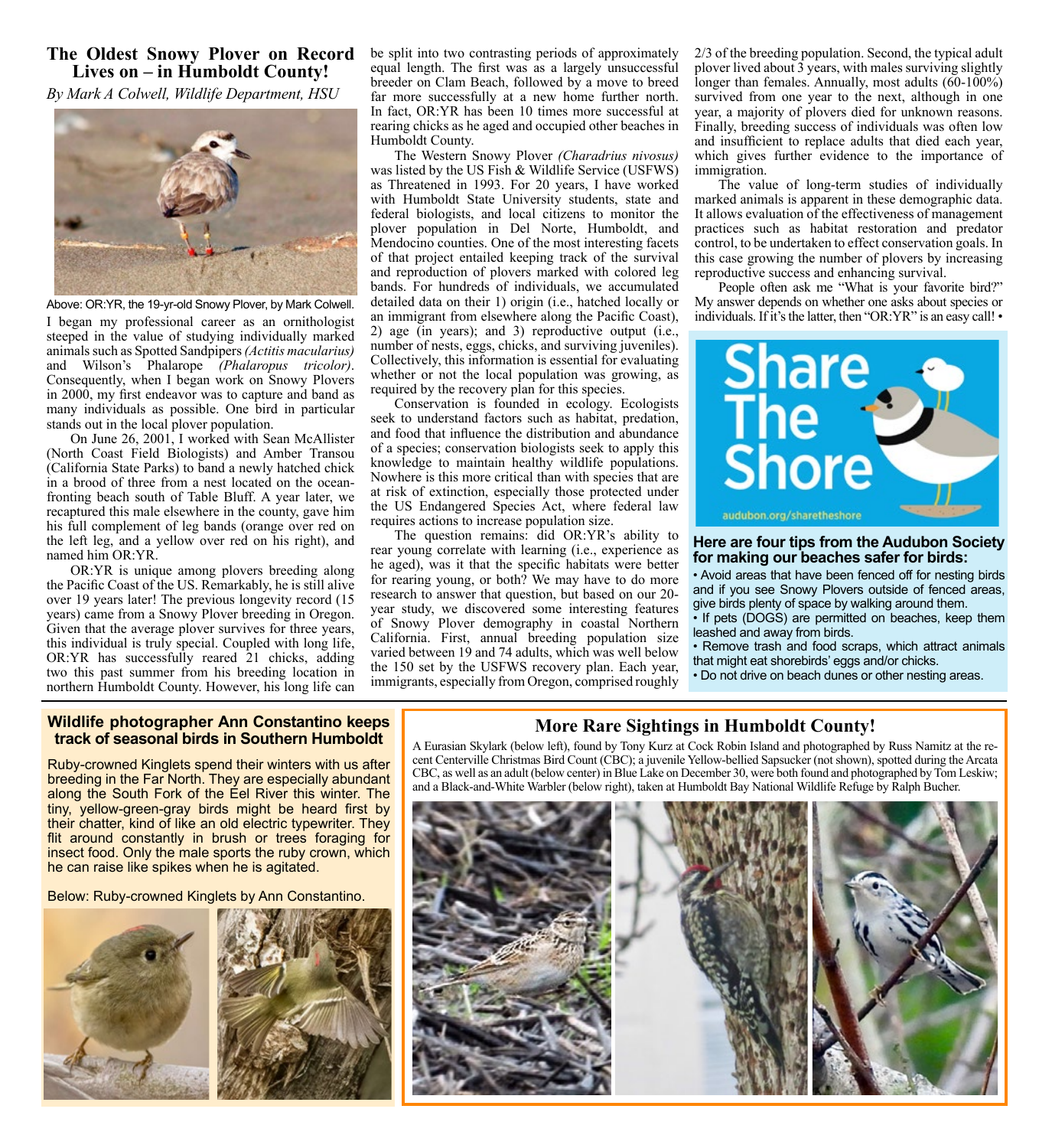## The Oldest Snowy Plover on Record Lives on – in Humboldt County!

*By Mark A Colwell, Wildlife Department, HSU*

Above: OR:YR, the 19-yr-old Snowy Plover, by Mark Colwell.

I began my professional career as an ornithologist steeped in the value of studying individually marked animals such as Spotted Sandpipers *(Actitis macularius)* and Wilson's Phalarope *(Phalaropus tricolor)*. Consequently, when I began work on Snowy Plovers in 2000, my first endeavor was to capture and band as many individuals as possible. One bird in particular stands out in the local plover population.

On June 26, 2001, I worked with Sean McAllister (North Coast Field Biologists) and Amber Transou (California State Parks) to band a newly hatched chick in a brood of three from a nest located on the ocean-fronting beach south of Table Bluff. A year later, we recaptured this male elsewhere in the county, gave him his full complement of leg bands (orange over red on the left leg, and a yellow over red on his right), and named him OR:YR.

OR:YR is unique among plovers breeding along the Pacific Coast of the US. Remarkably, he is still alive over 19 years later! The previous longevity record (15 years) came from a Snowy Plover breeding in Oregon. Given that the average plover survives for three years, this individual is truly special. Coupled with long life, OR:YR has successfully reared 21 chicks, adding two this past summer from his breeding location in northern Humboldt County. However, his long life can be split into two contrasting periods of approximately equal length. The first was as a largely unsuccessful breeder on Clam Beach, followed by a move to breed far more successfully at a new home further north. In fact, OR:YR has been 10 times more successful at rearing chicks as he aged and occupied other beaches in Humboldt County.

The Western Snowy Plover *(Charadrius nivosus)* was listed by the US Fish & Wildlife Service (USFWS) as Threatened in 1993. For 20 years, I have worked with Humboldt State University students, state and federal biologists, and local citizens to monitor the plover population in Del Norte, Humboldt, and Mendocino counties. One of the most interesting facets of that project entailed keeping track of the survival and reproduction of plovers marked with colored leg bands. For hundreds of individuals, we accumulated detailed data on their 1) origin (i.e., hatched locally or an immigrant from elsewhere along the Pacific Coast), 2) age (in years); and 3) reproductive output (i.e., number of nests, eggs, chicks, and surviving juveniles). Collectively, this information is essential for evaluating whether or not the local population was growing, as required by the recovery plan for this species.

Conservation is founded in ecology. Ecologists seek to understand factors such as habitat, predation, and food that influence the distribution and abundance of a species; conservation biologists seek to apply this knowledge to maintain healthy wildlife populations. Nowhere is this more critical than with species that are at risk of extinction, especially those protected under the US Endangered Species Act, where federal law requires actions to increase population size.

The question remains: did OR:YR's ability to rear young correlate with learning (i.e., experience as he aged), was it that the specific habitats were better for rearing young, or both? We may have to do more research to answer that question, but based on our 20-year study, we discovered some interesting features of Snowy Plover demography in coastal Northern California. First, annual breeding population size varied between 19 and 74 adults, which was well below the 150 set by the USFWS recovery plan. Each year, immigrants, especially from Oregon, comprised roughly 2/3 of the breeding population. Second, the typical adult plover lived about 3 years, with males surviving slightly longer than females. Annually, most adults (60-100%) survived from one year to the next, although in one year, a majority of plovers died for unknown reasons. Finally, breeding success of individuals was often low and insufficient to replace adults that died each year, which gives further evidence to the importance of immigration.

The value of long-term studies of individually marked animals is apparent in these demographic data. It allows evaluation of the effectiveness of management practices such as habitat restoration and predator control, to be undertaken to effect conservation goals. In this case growing the number of plovers by increasing reproductive success and enhancing survival.

People often ask me "What is your favorite bird?" My answer depends on whether one asks about species or individuals. If it's the latter, then "OR:YR" is an easy call! •

Share The Shore

audubon.org/sharetheshore

**Here are four tips from the Audubon Society for making our beaches safer for birds:**

- Avoid areas that have been fenced off for nesting birds and if you see Snowy Plovers outside of fenced areas, give birds plenty of space by walking around them.
- If pets (DOGS) are permitted on beaches, keep them leashed and away from birds.
- Remove trash and food scraps, which attract animals that might eat shorebirds' eggs and/or chicks.
- Do not drive on beach dunes or other nesting areas.

---

### Wildlife photographer Ann Constantino keeps track of seasonal birds in Southern Humboldt

Ruby-crowned Kinglets spend their winters with us after breeding in the Far North. They are especially abundant along the South Fork of the Eel River this winter. The tiny, yellow-green-gray birds might be heard first by their chatter, kind of like an old electric typewriter. They flit around constantly in brush or trees foraging for insect food. Only the male sports the ruby crown, which he can raise like spikes when he is agitated.

Below: Ruby-crowned Kinglets by Ann Constantino.

### More Rare Sightings in Humboldt County!

A Eurasian Skylark (below left), found by Tony Kurz at Cock Robin Island and photographed by Russ Namitz at the recent Centerville Christmas Bird Count (CBC); a juvenile Yellow-bellied Sapsucker (not shown), spotted during the Arcata CBC, as well as an adult (below center) in Blue Lake on December 30, were both found and photographed by Tom Leskiw; and a Black-and-White Warbler (below right), taken at Humboldt Bay National Wildlife Refuge by Ralph Bucher.